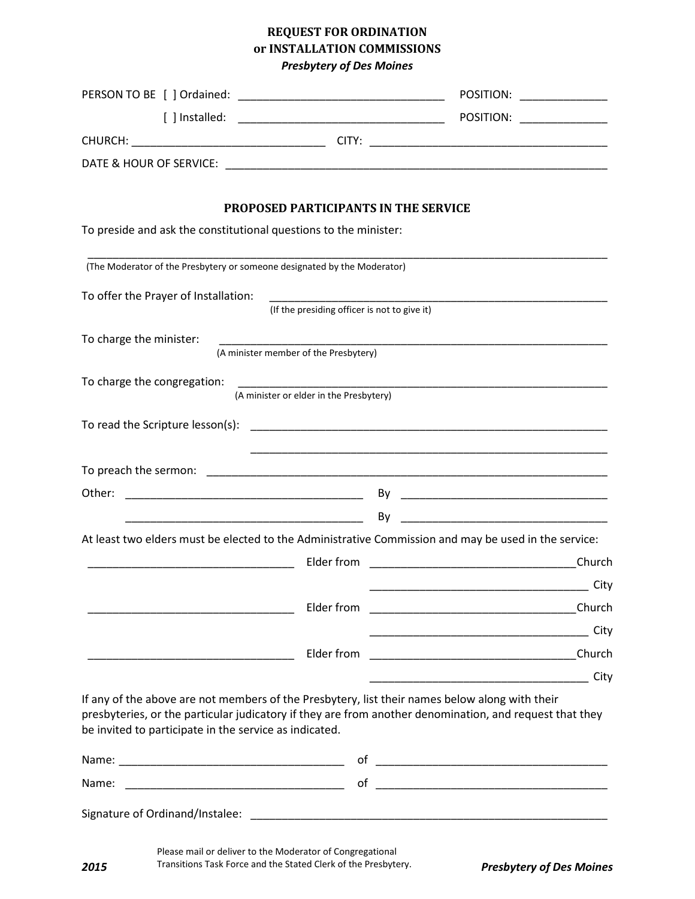# REQUEST FOR ORDINATION or INSTALLATION COMMISSIONS

*Presbytery of Des Moines*

PERSON TO BE [ ] Ordained: _________________________________ POSITION: ______________

[ ] Installed: _________________________________ POSITION: ______________

CHURCH: _______________________________ CITY: ______________________________________

DATE & HOUR OF SERVICE: ______________________________________________________________

## PROPOSED PARTICIPANTS IN THE SERVICE

To preside and ask the constitutional questions to the minister:

_____________________________________________________________________________________

(The Moderator of the Presbytery or someone designated by the Moderator)

To offer the Prayer of Installation: _______________________________________________________
(If the presiding officer is not to give it)

To charge the minister: _______________________________________________________________
(A minister member of the Presbytery)

To charge the congregation: ____________________________________________________________
(A minister or elder in the Presbytery)

To read the Scripture lesson(s): _________________________________________________________

_________________________________________________________

To preach the sermon: _________________________________________________________________

Other: _______________________________________ By ___________________________________

_______________________________________ By ___________________________________

At least two elders must be elected to the Administrative Commission and may be used in the service:

_________________________________ Elder from _________________________________Church

___________________________________ City

_________________________________ Elder from _________________________________Church

___________________________________ City

_________________________________ Elder from _________________________________Church

___________________________________ City

If any of the above are not members of the Presbytery, list their names below along with their presbyteries, or the particular judicatory if they are from another denomination, and request that they be invited to participate in the service as indicated.

Name: ____________________________________ of ____________________________________

Name: ____________________________________ of ____________________________________

Signature of Ordinand/Instalee: ____________________________________________________________

Please mail or deliver to the Moderator of Congregational Transitions Task Force and the Stated Clerk of the Presbytery.

**2015** ***Presbytery of Des Moines***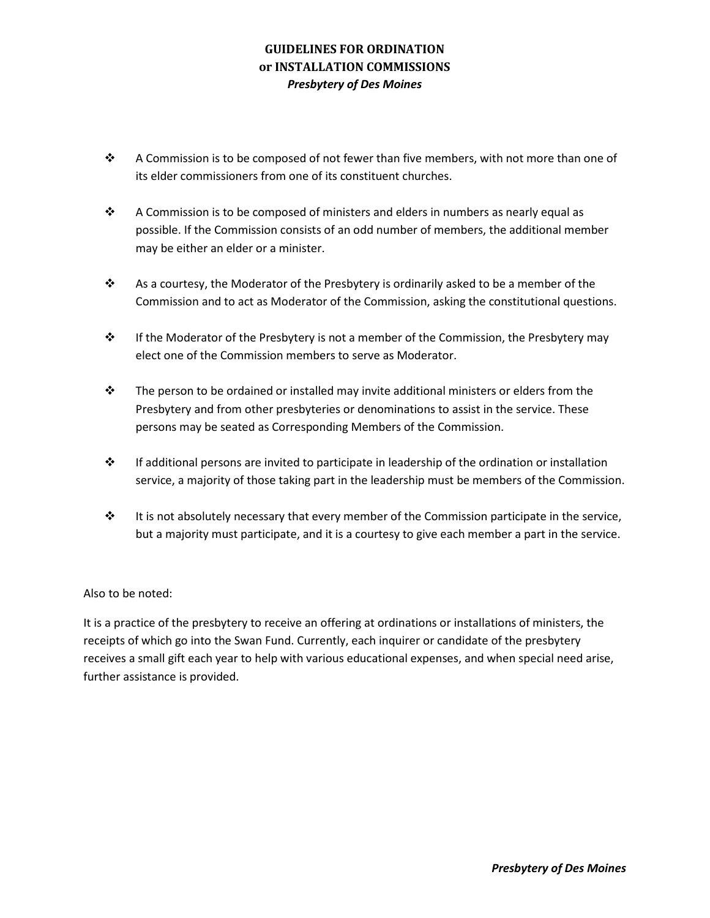# GUIDELINES FOR ORDINATION or INSTALLATION COMMISSIONS

***Presbytery of Des Moines***

- A Commission is to be composed of not fewer than five members, with not more than one of its elder commissioners from one of its constituent churches.
- A Commission is to be composed of ministers and elders in numbers as nearly equal as possible. If the Commission consists of an odd number of members, the additional member may be either an elder or a minister.
- As a courtesy, the Moderator of the Presbytery is ordinarily asked to be a member of the Commission and to act as Moderator of the Commission, asking the constitutional questions.
- If the Moderator of the Presbytery is not a member of the Commission, the Presbytery may elect one of the Commission members to serve as Moderator.
- The person to be ordained or installed may invite additional ministers or elders from the Presbytery and from other presbyteries or denominations to assist in the service. These persons may be seated as Corresponding Members of the Commission.
- If additional persons are invited to participate in leadership of the ordination or installation service, a majority of those taking part in the leadership must be members of the Commission.
- It is not absolutely necessary that every member of the Commission participate in the service, but a majority must participate, and it is a courtesy to give each member a part in the service.

Also to be noted:

It is a practice of the presbytery to receive an offering at ordinations or installations of ministers, the receipts of which go into the Swan Fund. Currently, each inquirer or candidate of the presbytery receives a small gift each year to help with various educational expenses, and when special need arise, further assistance is provided.